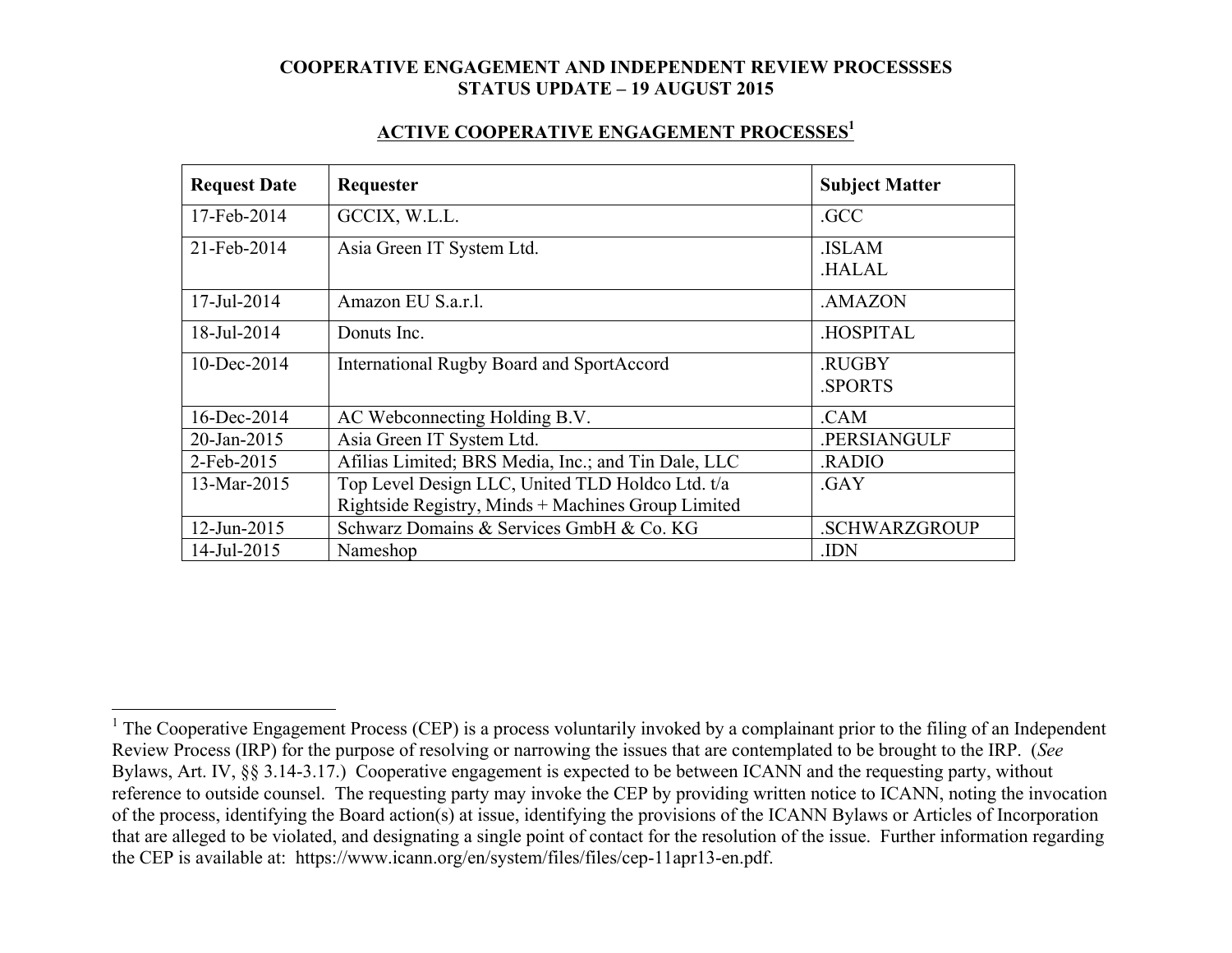**COOPERATIVE ENGAGEMENT AND INDEPENDENT REVIEW PROCESSSES**
**STATUS UPDATE – 19 AUGUST 2015**

## ACTIVE COOPERATIVE ENGAGEMENT PROCESSES[1]

| Request Date | Requester | Subject Matter |
|---|---|---|
| 17-Feb-2014 | GCCIX, W.L.L. | .GCC |
| 21-Feb-2014 | Asia Green IT System Ltd. | .ISLAM<br>.HALAL |
| 17-Jul-2014 | Amazon EU S.a.r.l. | .AMAZON |
| 18-Jul-2014 | Donuts Inc. | .HOSPITAL |
| 10-Dec-2014 | International Rugby Board and SportAccord | .RUGBY<br>.SPORTS |
| 16-Dec-2014 | AC Webconnecting Holding B.V. | .CAM |
| 20-Jan-2015 | Asia Green IT System Ltd. | .PERSIANGULF |
| 2-Feb-2015 | Afilias Limited; BRS Media, Inc.; and Tin Dale, LLC | .RADIO |
| 13-Mar-2015 | Top Level Design LLC, United TLD Holdco Ltd. t/a Rightside Registry, Minds + Machines Group Limited | .GAY |
| 12-Jun-2015 | Schwarz Domains & Services GmbH & Co. KG | .SCHWARZGROUP |
| 14-Jul-2015 | Nameshop | .IDN |

---

[1] The Cooperative Engagement Process (CEP) is a process voluntarily invoked by a complainant prior to the filing of an Independent Review Process (IRP) for the purpose of resolving or narrowing the issues that are contemplated to be brought to the IRP. (*See* Bylaws, Art. IV, §§ 3.14-3.17.) Cooperative engagement is expected to be between ICANN and the requesting party, without reference to outside counsel. The requesting party may invoke the CEP by providing written notice to ICANN, noting the invocation of the process, identifying the Board action(s) at issue, identifying the provisions of the ICANN Bylaws or Articles of Incorporation that are alleged to be violated, and designating a single point of contact for the resolution of the issue. Further information regarding the CEP is available at: https://www.icann.org/en/system/files/files/cep-11apr13-en.pdf.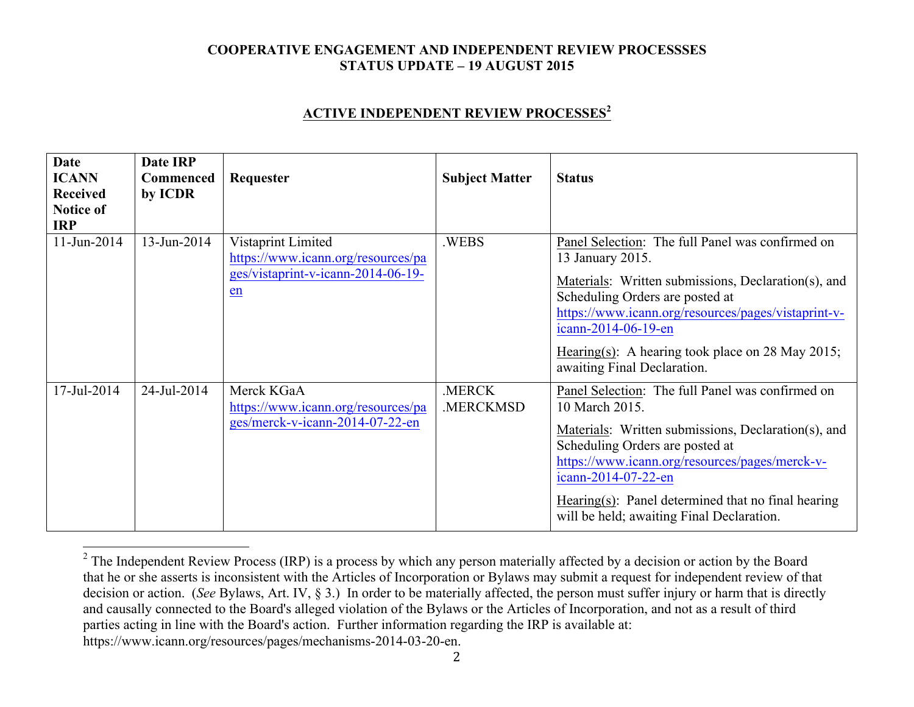**COOPERATIVE ENGAGEMENT AND INDEPENDENT REVIEW PROCESSSES**
**STATUS UPDATE – 19 AUGUST 2015**

## ACTIVE INDEPENDENT REVIEW PROCESSES[2]

| Date ICANN Received Notice of IRP | Date IRP Commenced by ICDR | Requester | Subject Matter | Status |
|---|---|---|---|---|
| 11-Jun-2014 | 13-Jun-2014 | Vistaprint Limited https://www.icann.org/resources/pages/vistaprint-v-icann-2014-06-19-en | .WEBS | Panel Selection: The full Panel was confirmed on 13 January 2015.<br><br>Materials: Written submissions, Declaration(s), and Scheduling Orders are posted at https://www.icann.org/resources/pages/vistaprint-v-icann-2014-06-19-en<br><br>Hearing(s): A hearing took place on 28 May 2015; awaiting Final Declaration. |
| 17-Jul-2014 | 24-Jul-2014 | Merck KGaA https://www.icann.org/resources/pages/merck-v-icann-2014-07-22-en | .MERCK<br>.MERCKMSD | Panel Selection: The full Panel was confirmed on 10 March 2015.<br><br>Materials: Written submissions, Declaration(s), and Scheduling Orders are posted at https://www.icann.org/resources/pages/merck-v-icann-2014-07-22-en<br><br>Hearing(s): Panel determined that no final hearing will be held; awaiting Final Declaration. |

[2] The Independent Review Process (IRP) is a process by which any person materially affected by a decision or action by the Board that he or she asserts is inconsistent with the Articles of Incorporation or Bylaws may submit a request for independent review of that decision or action. (*See* Bylaws, Art. IV, § 3.) In order to be materially affected, the person must suffer injury or harm that is directly and causally connected to the Board's alleged violation of the Bylaws or the Articles of Incorporation, and not as a result of third parties acting in line with the Board's action. Further information regarding the IRP is available at: https://www.icann.org/resources/pages/mechanisms-2014-03-20-en.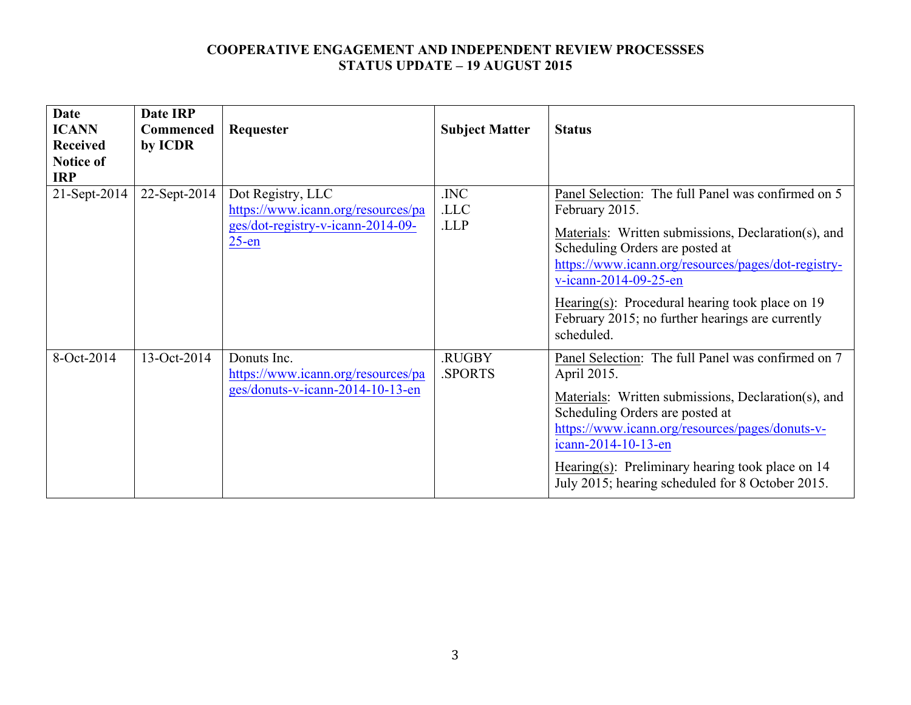**COOPERATIVE ENGAGEMENT AND INDEPENDENT REVIEW PROCESSSES**
**STATUS UPDATE – 19 AUGUST 2015**

| Date ICANN Received Notice of IRP | Date IRP Commenced by ICDR | Requester | Subject Matter | Status |
|---|---|---|---|---|
| 21-Sept-2014 | 22-Sept-2014 | Dot Registry, LLC https://www.icann.org/resources/pages/dot-registry-v-icann-2014-09-25-en | .INC<br>.LLC<br>.LLP | Panel Selection: The full Panel was confirmed on 5 February 2015.<br><br>Materials: Written submissions, Declaration(s), and Scheduling Orders are posted at https://www.icann.org/resources/pages/dot-registry-v-icann-2014-09-25-en<br><br>Hearing(s): Procedural hearing took place on 19 February 2015; no further hearings are currently scheduled. |
| 8-Oct-2014 | 13-Oct-2014 | Donuts Inc. https://www.icann.org/resources/pages/donuts-v-icann-2014-10-13-en | .RUGBY<br>.SPORTS | Panel Selection: The full Panel was confirmed on 7 April 2015.<br><br>Materials: Written submissions, Declaration(s), and Scheduling Orders are posted at https://www.icann.org/resources/pages/donuts-v-icann-2014-10-13-en<br><br>Hearing(s): Preliminary hearing took place on 14 July 2015; hearing scheduled for 8 October 2015. |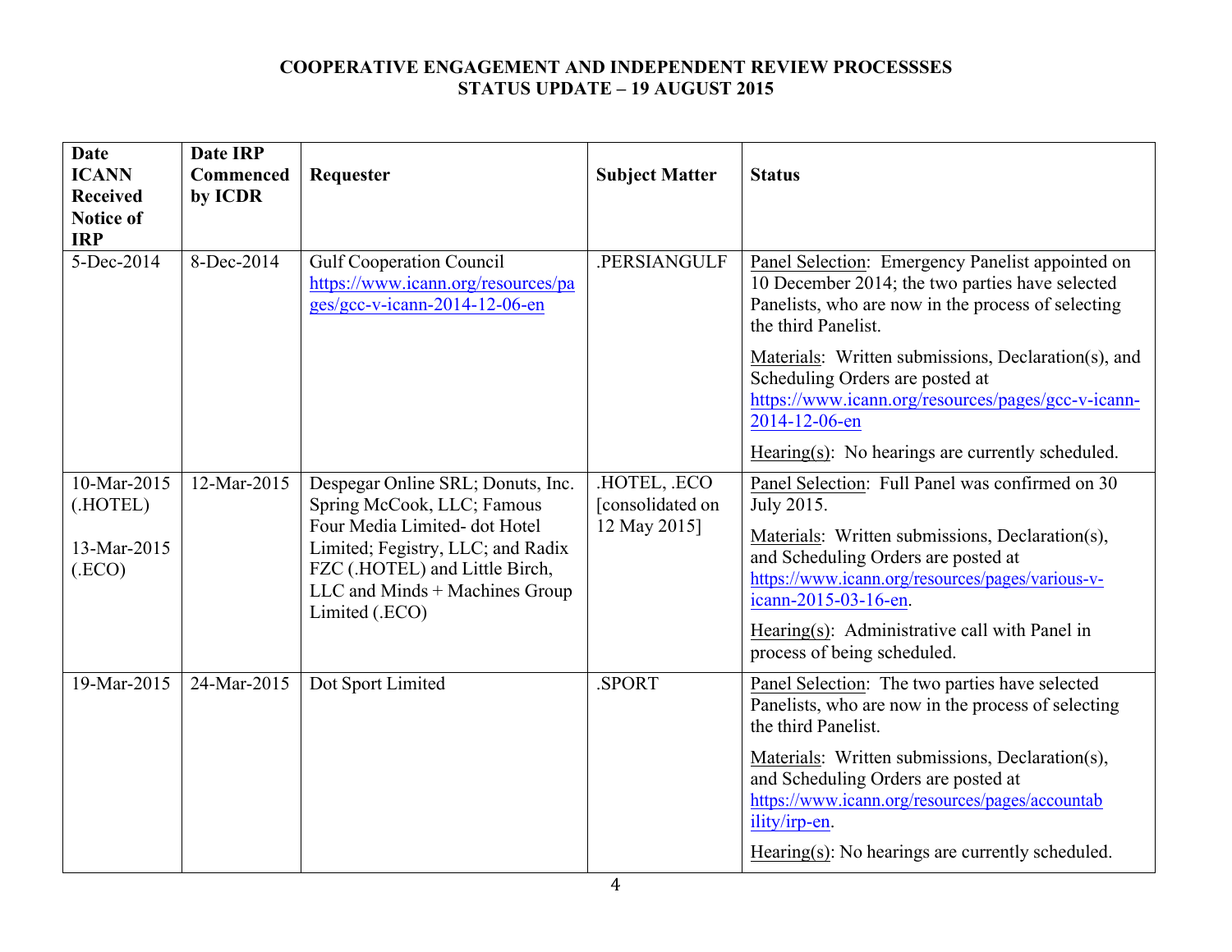**COOPERATIVE ENGAGEMENT AND INDEPENDENT REVIEW PROCESSSES**
**STATUS UPDATE – 19 AUGUST 2015**

| Date ICANN Received Notice of IRP | Date IRP Commenced by ICDR | Requester | Subject Matter | Status |
|---|---|---|---|---|
| 5-Dec-2014 | 8-Dec-2014 | Gulf Cooperation Council https://www.icann.org/resources/pages/gcc-v-icann-2014-12-06-en | .PERSIANGULF | Panel Selection: Emergency Panelist appointed on 10 December 2014; the two parties have selected Panelists, who are now in the process of selecting the third Panelist.<br><br>Materials: Written submissions, Declaration(s), and Scheduling Orders are posted at https://www.icann.org/resources/pages/gcc-v-icann-2014-12-06-en<br><br>Hearing(s): No hearings are currently scheduled. |
| 10-Mar-2015 (.HOTEL)<br><br>13-Mar-2015 (.ECO) | 12-Mar-2015 | Despegar Online SRL; Donuts, Inc. Spring McCook, LLC; Famous Four Media Limited- dot Hotel Limited; Fegistry, LLC; and Radix FZC (.HOTEL) and Little Birch, LLC and Minds + Machines Group Limited (.ECO) | .HOTEL, .ECO [consolidated on 12 May 2015] | Panel Selection: Full Panel was confirmed on 30 July 2015.<br><br>Materials: Written submissions, Declaration(s), and Scheduling Orders are posted at https://www.icann.org/resources/pages/various-v-icann-2015-03-16-en.<br><br>Hearing(s): Administrative call with Panel in process of being scheduled. |
| 19-Mar-2015 | 24-Mar-2015 | Dot Sport Limited | .SPORT | Panel Selection: The two parties have selected Panelists, who are now in the process of selecting the third Panelist.<br><br>Materials: Written submissions, Declaration(s), and Scheduling Orders are posted at https://www.icann.org/resources/pages/accountability/irp-en.<br><br>Hearing(s): No hearings are currently scheduled. |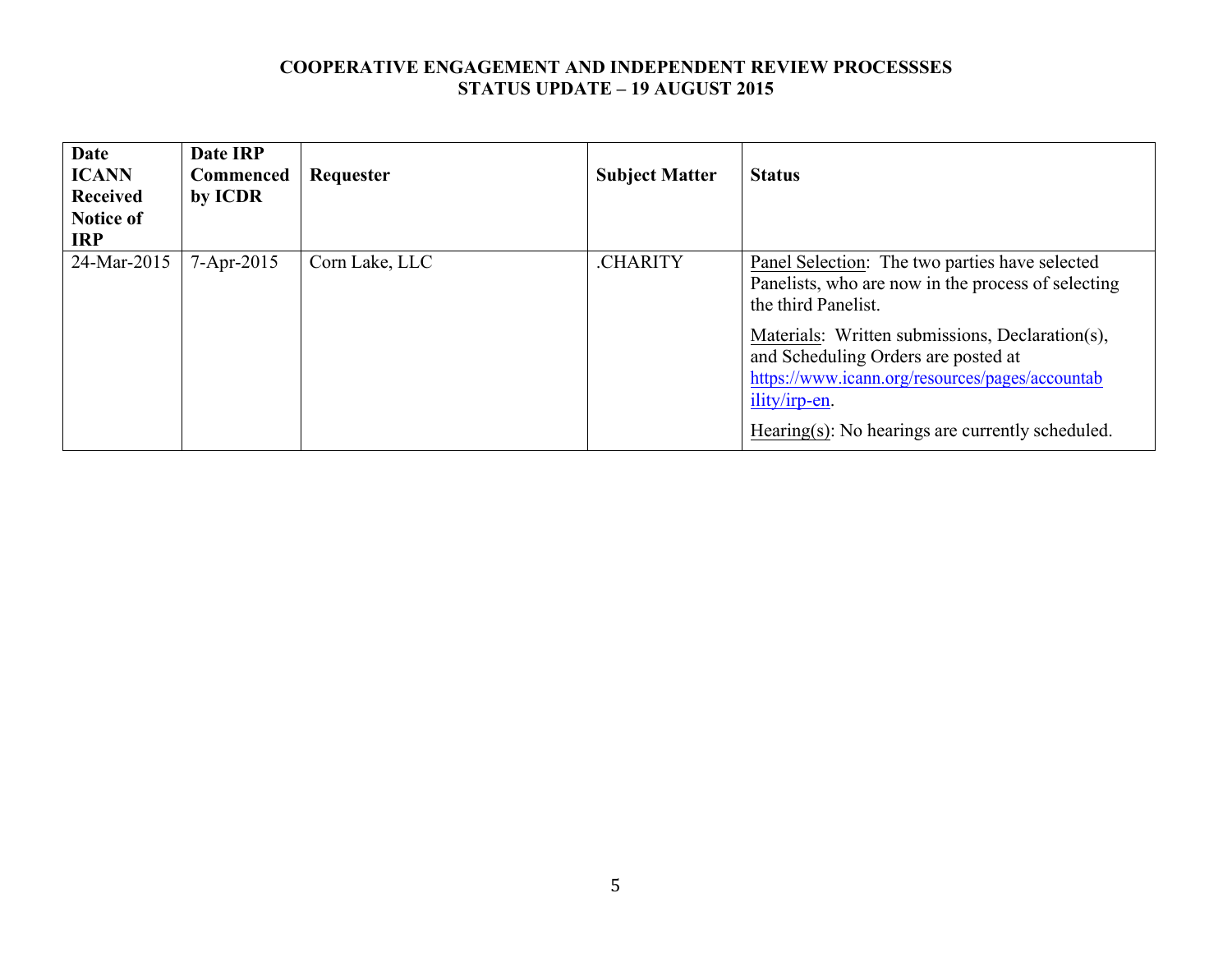**COOPERATIVE ENGAGEMENT AND INDEPENDENT REVIEW PROCESSSES**
**STATUS UPDATE – 19 AUGUST 2015**

| Date ICANN Received Notice of IRP | Date IRP Commenced by ICDR | Requester | Subject Matter | Status |
|---|---|---|---|---|
| 24-Mar-2015 | 7-Apr-2015 | Corn Lake, LLC | .CHARITY | Panel Selection: The two parties have selected Panelists, who are now in the process of selecting the third Panelist.<br><br>Materials: Written submissions, Declaration(s), and Scheduling Orders are posted at https://www.icann.org/resources/pages/accountability/irp-en.<br><br>Hearing(s): No hearings are currently scheduled. |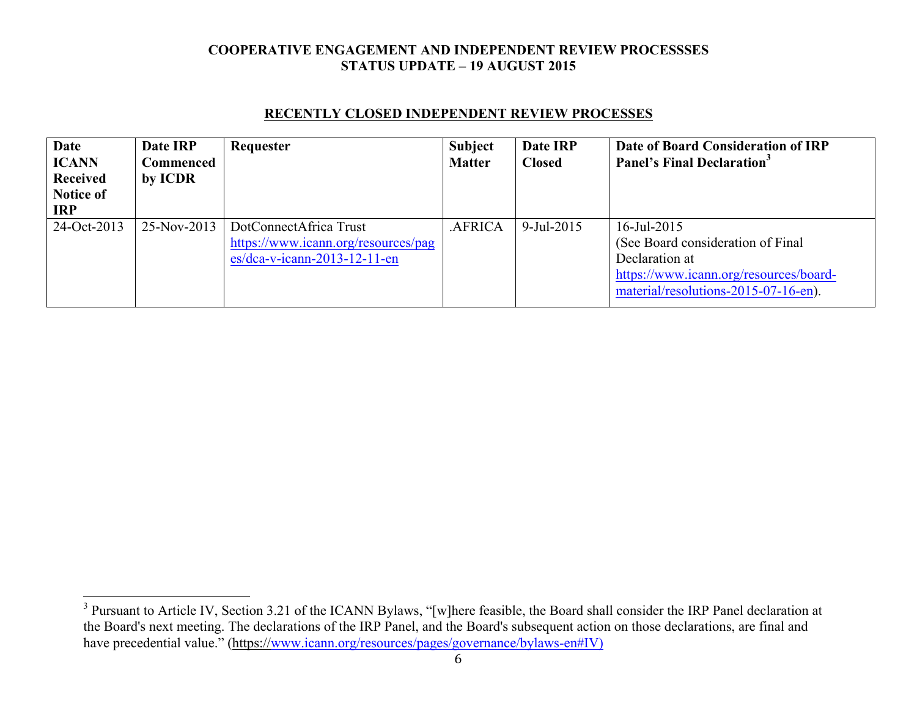COOPERATIVE ENGAGEMENT AND INDEPENDENT REVIEW PROCESSSES
STATUS UPDATE – 19 AUGUST 2015

## RECENTLY CLOSED INDEPENDENT REVIEW PROCESSES

| Date ICANN Received Notice of IRP | Date IRP Commenced by ICDR | Requester | Subject Matter | Date IRP Closed | Date of Board Consideration of IRP Panel's Final Declaration[3] |
|---|---|---|---|---|---|
| 24-Oct-2013 | 25-Nov-2013 | DotConnectAfrica Trust https://www.icann.org/resources/pages/dca-v-icann-2013-12-11-en | .AFRICA | 9-Jul-2015 | 16-Jul-2015 (See Board consideration of Final Declaration at https://www.icann.org/resources/board-material/resolutions-2015-07-16-en). |

[3] Pursuant to Article IV, Section 3.21 of the ICANN Bylaws, "[w]here feasible, the Board shall consider the IRP Panel declaration at the Board's next meeting. The declarations of the IRP Panel, and the Board's subsequent action on those declarations, are final and have precedential value." (https://www.icann.org/resources/pages/governance/bylaws-en#IV)